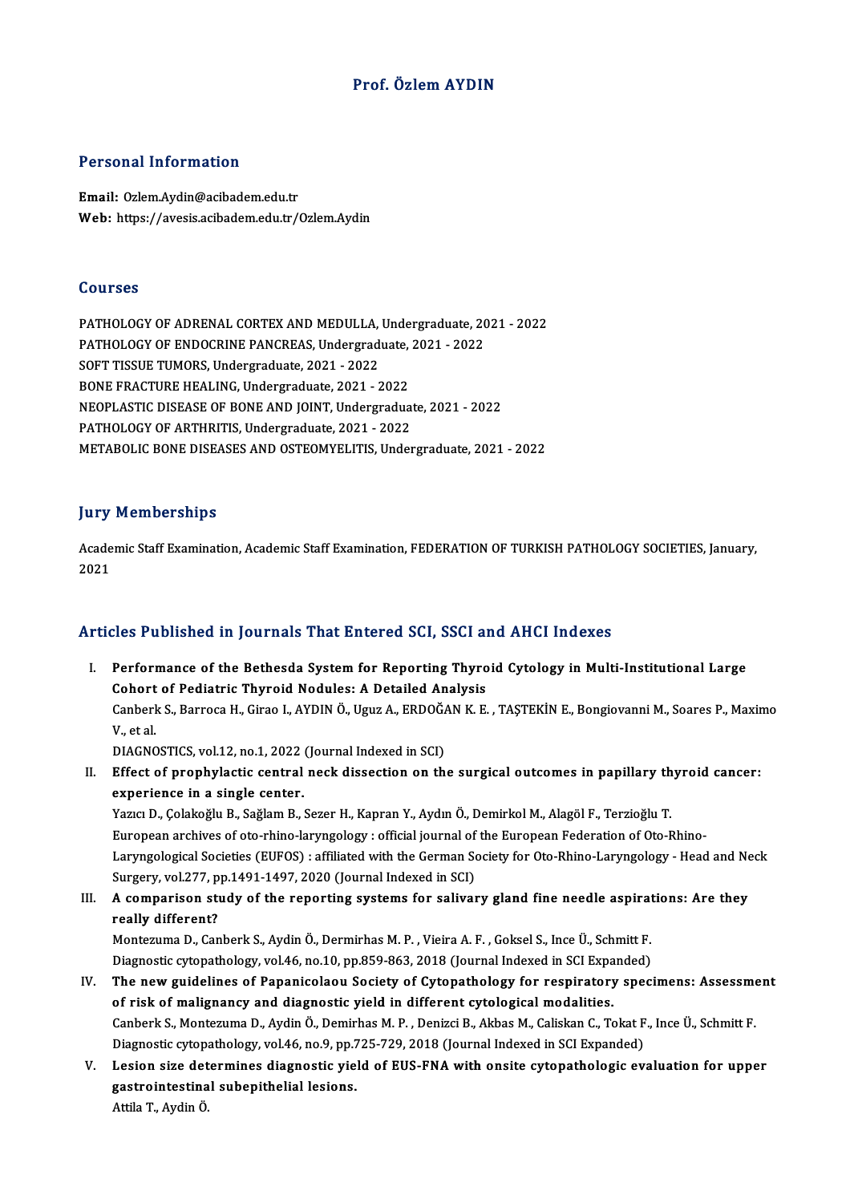# Prof. Özlem AYDIN

## Personal Information

**Email:** Ozlem.Aydin@acibadem.edu.tr
**Web:** https://avesis.acibadem.edu.tr/Ozlem.Aydin

## Courses

PATHOLOGY OF ADRENAL CORTEX AND MEDULLA, Undergraduate, 2021 - 2022
PATHOLOGY OF ENDOCRINE PANCREAS, Undergraduate, 2021 - 2022
SOFT TISSUE TUMORS, Undergraduate, 2021 - 2022
BONE FRACTURE HEALING, Undergraduate, 2021 - 2022
NEOPLASTIC DISEASE OF BONE AND JOINT, Undergraduate, 2021 - 2022
PATHOLOGY OF ARTHRITIS, Undergraduate, 2021 - 2022
METABOLIC BONE DISEASES AND OSTEOMYELITIS, Undergraduate, 2021 - 2022

## Jury Memberships

Academic Staff Examination, Academic Staff Examination, FEDERATION OF TURKISH PATHOLOGY SOCIETIES, January, 2021

## Articles Published in Journals That Entered SCI, SSCI and AHCI Indexes

I. **Performance of the Bethesda System for Reporting Thyroid Cytology in Multi-Institutional Large Cohort of Pediatric Thyroid Nodules: A Detailed Analysis**
Canberk S., Barroca H., Girao I., AYDIN Ö., Uguz A., ERDOĞAN K. E. , TAŞTEKİN E., Bongiovanni M., Soares P., Maximo V., et al.
DIAGNOSTICS, vol.12, no.1, 2022 (Journal Indexed in SCI)

II. **Effect of prophylactic central neck dissection on the surgical outcomes in papillary thyroid cancer: experience in a single center.**
Yazıcı D., Çolakoğlu B., Sağlam B., Sezer H., Kapran Y., Aydın Ö., Demirkol M., Alagöl F., Terzioğlu T.
European archives of oto-rhino-laryngology : official journal of the European Federation of Oto-Rhino-Laryngological Societies (EUFOS) : affiliated with the German Society for Oto-Rhino-Laryngology - Head and Neck Surgery, vol.277, pp.1491-1497, 2020 (Journal Indexed in SCI)

III. **A comparison study of the reporting systems for salivary gland fine needle aspirations: Are they really different?**
Montezuma D., Canberk S., Aydin Ö., Dermirhas M. P. , Vieira A. F. , Goksel S., Ince Ü., Schmitt F.
Diagnostic cytopathology, vol.46, no.10, pp.859-863, 2018 (Journal Indexed in SCI Expanded)

IV. **The new guidelines of Papanicolaou Society of Cytopathology for respiratory specimens: Assessment of risk of malignancy and diagnostic yield in different cytological modalities.**
Canberk S., Montezuma D., Aydin Ö., Demirhas M. P. , Denizci B., Akbas M., Caliskan C., Tokat F., Ince Ü., Schmitt F.
Diagnostic cytopathology, vol.46, no.9, pp.725-729, 2018 (Journal Indexed in SCI Expanded)

V. **Lesion size determines diagnostic yield of EUS-FNA with onsite cytopathologic evaluation for upper gastrointestinal subepithelial lesions.**
Attila T., Aydin Ö.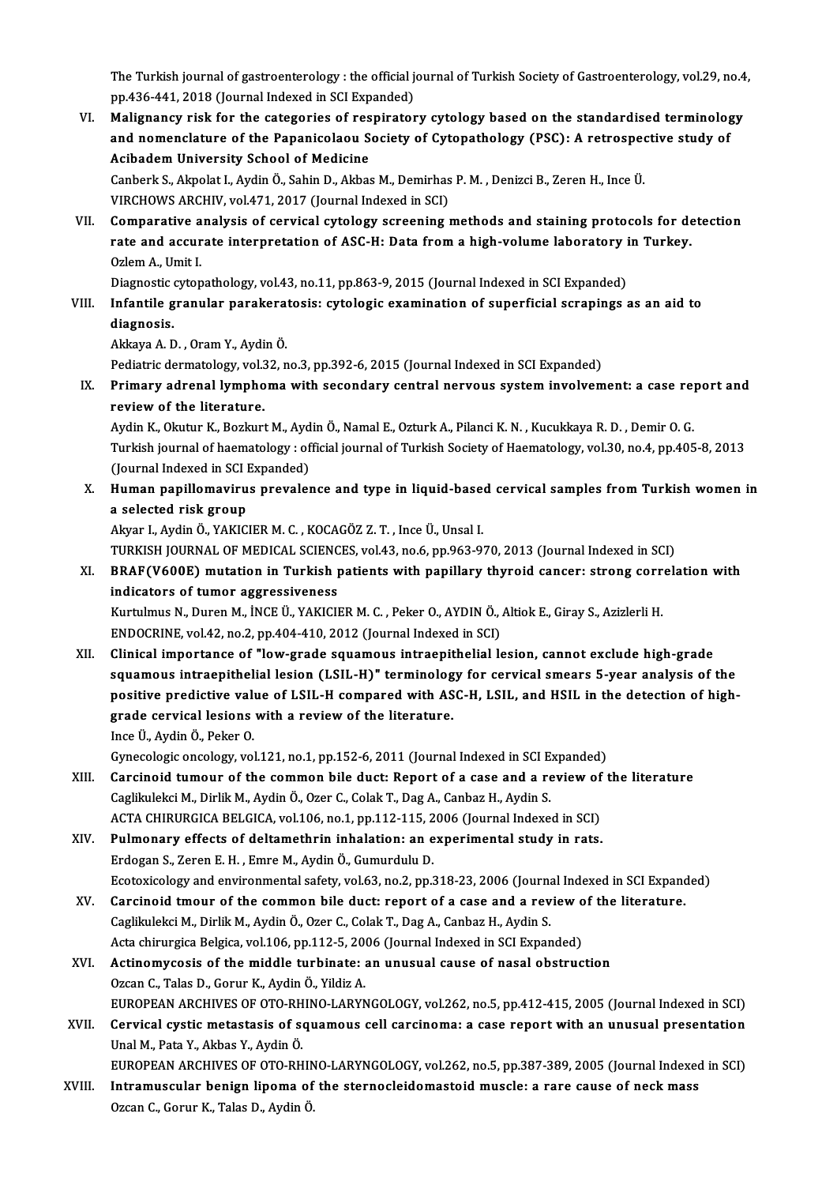The Turkish journal of gastroenterology : the official journal of Turkish Society of Gastroenterology, vol.29, no.4, pp.436-441, 2018 (Journal Indexed in SCI Expanded)

VI. **Malignancy risk for the categories of respiratory cytology based on the standardised terminology and nomenclature of the Papanicolaou Society of Cytopathology (PSC): A retrospective study of Acibadem University School of Medicine**
Canberk S., Akpolat I., Aydin Ö., Sahin D., Akbas M., Demirhas P. M. , Denizci B., Zeren H., Ince Ü.
VIRCHOWS ARCHIV, vol.471, 2017 (Journal Indexed in SCI)

VII. **Comparative analysis of cervical cytology screening methods and staining protocols for detection rate and accurate interpretation of ASC-H: Data from a high-volume laboratory in Turkey.**
Ozlem A., Umit I.
Diagnostic cytopathology, vol.43, no.11, pp.863-9, 2015 (Journal Indexed in SCI Expanded)

VIII. **Infantile granular parakeratosis: cytologic examination of superficial scrapings as an aid to diagnosis.**
Akkaya A. D. , Oram Y., Aydin Ö.
Pediatric dermatology, vol.32, no.3, pp.392-6, 2015 (Journal Indexed in SCI Expanded)

IX. **Primary adrenal lymphoma with secondary central nervous system involvement: a case report and review of the literature.**
Aydin K., Okutur K., Bozkurt M., Aydin Ö., Namal E., Ozturk A., Pilanci K. N. , Kucukkaya R. D. , Demir O. G.
Turkish journal of haematology : official journal of Turkish Society of Haematology, vol.30, no.4, pp.405-8, 2013 (Journal Indexed in SCI Expanded)

X. **Human papillomavirus prevalence and type in liquid-based cervical samples from Turkish women in a selected risk group**
Akyar I., Aydin Ö., YAKICIER M. C. , KOCAGÖZ Z. T. , Ince Ü., Unsal I.
TURKISH JOURNAL OF MEDICAL SCIENCES, vol.43, no.6, pp.963-970, 2013 (Journal Indexed in SCI)

XI. **BRAF(V600E) mutation in Turkish patients with papillary thyroid cancer: strong correlation with indicators of tumor aggressiveness**
Kurtulmus N., Duren M., İNCE Ü., YAKICIER M. C. , Peker O., AYDIN Ö., Altiok E., Giray S., Azizlerli H.
ENDOCRINE, vol.42, no.2, pp.404-410, 2012 (Journal Indexed in SCI)

XII. **Clinical importance of "low-grade squamous intraepithelial lesion, cannot exclude high-grade squamous intraepithelial lesion (LSIL-H)" terminology for cervical smears 5-year analysis of the positive predictive value of LSIL-H compared with ASC-H, LSIL, and HSIL in the detection of high-grade cervical lesions with a review of the literature.**
Ince Ü., Aydin Ö., Peker O.
Gynecologic oncology, vol.121, no.1, pp.152-6, 2011 (Journal Indexed in SCI Expanded)

XIII. **Carcinoid tumour of the common bile duct: Report of a case and a review of the literature**
Caglikulekci M., Dirlik M., Aydin Ö., Ozer C., Colak T., Dag A., Canbaz H., Aydin S.
ACTA CHIRURGICA BELGICA, vol.106, no.1, pp.112-115, 2006 (Journal Indexed in SCI)

XIV. **Pulmonary effects of deltamethrin inhalation: an experimental study in rats.**
Erdogan S., Zeren E. H. , Emre M., Aydin Ö., Gumurdulu D.
Ecotoxicology and environmental safety, vol.63, no.2, pp.318-23, 2006 (Journal Indexed in SCI Expanded)

XV. **Carcinoid tmour of the common bile duct: report of a case and a review of the literature.**
Caglikulekci M., Dirlik M., Aydin Ö., Ozer C., Colak T., Dag A., Canbaz H., Aydin S.
Acta chirurgica Belgica, vol.106, pp.112-5, 2006 (Journal Indexed in SCI Expanded)

XVI. **Actinomycosis of the middle turbinate: an unusual cause of nasal obstruction**
Ozcan C., Talas D., Gorur K., Aydin Ö., Yildiz A.
EUROPEAN ARCHIVES OF OTO-RHINO-LARYNGOLOGY, vol.262, no.5, pp.412-415, 2005 (Journal Indexed in SCI)

XVII. **Cervical cystic metastasis of squamous cell carcinoma: a case report with an unusual presentation**
Unal M., Pata Y., Akbas Y., Aydin Ö.
EUROPEAN ARCHIVES OF OTO-RHINO-LARYNGOLOGY, vol.262, no.5, pp.387-389, 2005 (Journal Indexed in SCI)

XVIII. **Intramuscular benign lipoma of the sternocleidomastoid muscle: a rare cause of neck mass**
Ozcan C., Gorur K., Talas D., Aydin Ö.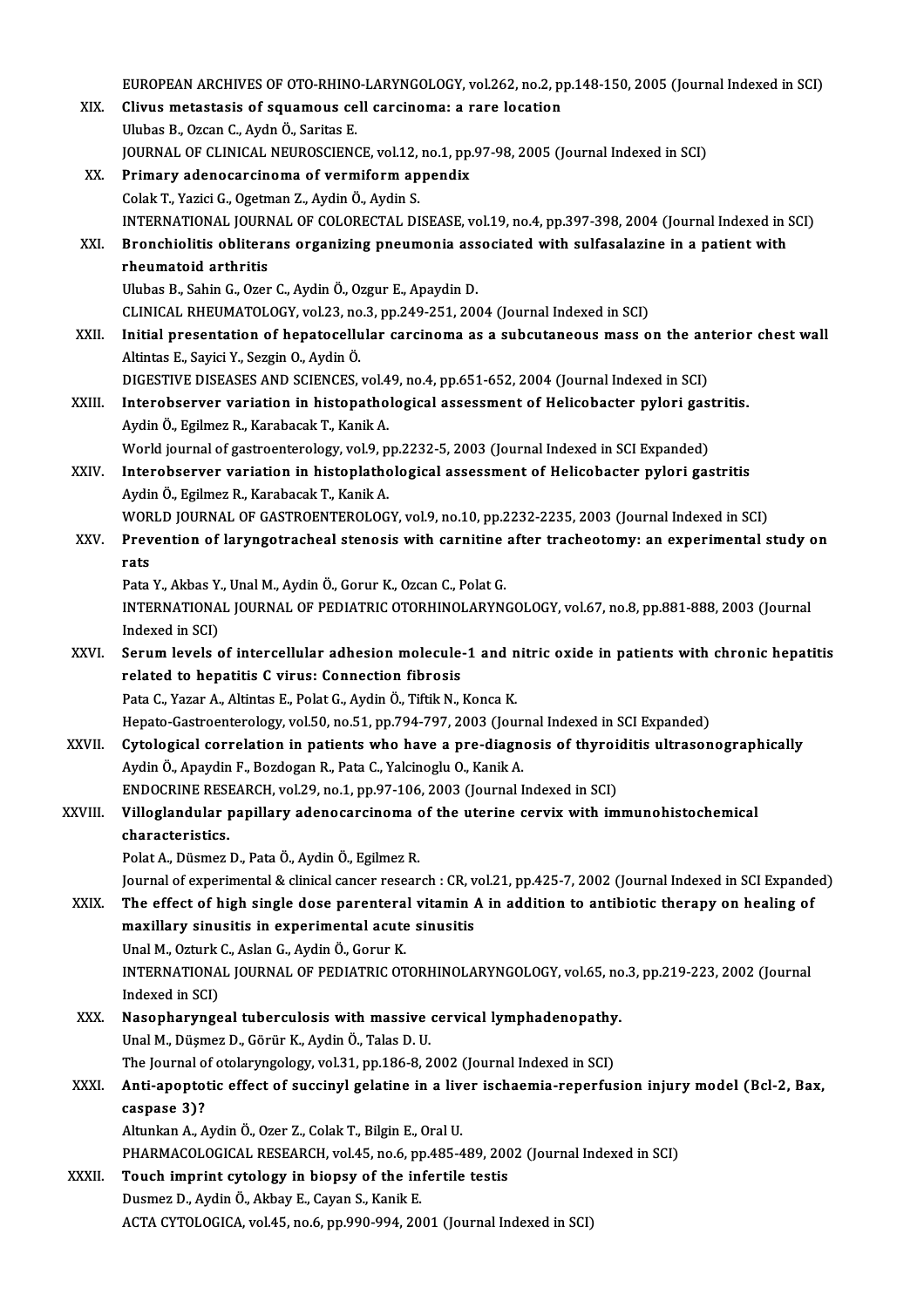EUROPEAN ARCHIVES OF OTO-RHINO-LARYNGOLOGY, vol.262, no.2, pp.148-150, 2005 (Journal Indexed in SCI)

XIX. **Clivus metastasis of squamous cell carcinoma: a rare location**
Ulubas B., Ozcan C., Aydn Ö., Saritas E.
JOURNAL OF CLINICAL NEUROSCIENCE, vol.12, no.1, pp.97-98, 2005 (Journal Indexed in SCI)

XX. **Primary adenocarcinoma of vermiform appendix**
Colak T., Yazici G., Ogetman Z., Aydin Ö., Aydin S.
INTERNATIONAL JOURNAL OF COLORECTAL DISEASE, vol.19, no.4, pp.397-398, 2004 (Journal Indexed in SCI)

XXI. **Bronchiolitis obliterans organizing pneumonia associated with sulfasalazine in a patient with rheumatoid arthritis**
Ulubas B., Sahin G., Ozer C., Aydin Ö., Ozgur E., Apaydin D.
CLINICAL RHEUMATOLOGY, vol.23, no.3, pp.249-251, 2004 (Journal Indexed in SCI)

XXII. **Initial presentation of hepatocellular carcinoma as a subcutaneous mass on the anterior chest wall**
Altintas E., Sayici Y., Sezgin O., Aydin Ö.
DIGESTIVE DISEASES AND SCIENCES, vol.49, no.4, pp.651-652, 2004 (Journal Indexed in SCI)

XXIII. **Interobserver variation in histopathological assessment of Helicobacter pylori gastritis.**
Aydin Ö., Egilmez R., Karabacak T., Kanik A.
World journal of gastroenterology, vol.9, pp.2232-5, 2003 (Journal Indexed in SCI Expanded)

XXIV. **Interobserver variation in histoplathological assessment of Helicobacter pylori gastritis**
Aydin Ö., Egilmez R., Karabacak T., Kanik A.
WORLD JOURNAL OF GASTROENTEROLOGY, vol.9, no.10, pp.2232-2235, 2003 (Journal Indexed in SCI)

XXV. **Prevention of laryngotracheal stenosis with carnitine after tracheotomy: an experimental study on rats**
Pata Y., Akbas Y., Unal M., Aydin Ö., Gorur K., Ozcan C., Polat G.
INTERNATIONAL JOURNAL OF PEDIATRIC OTORHINOLARYNGOLOGY, vol.67, no.8, pp.881-888, 2003 (Journal Indexed in SCI)

XXVI. **Serum levels of intercellular adhesion molecule-1 and nitric oxide in patients with chronic hepatitis related to hepatitis C virus: Connection fibrosis**
Pata C., Yazar A., Altintas E., Polat G., Aydin Ö., Tiftik N., Konca K.
Hepato-Gastroenterology, vol.50, no.51, pp.794-797, 2003 (Journal Indexed in SCI Expanded)

XXVII. **Cytological correlation in patients who have a pre-diagnosis of thyroiditis ultrasonographically**
Aydin Ö., Apaydin F., Bozdogan R., Pata C., Yalcinoglu O., Kanik A.
ENDOCRINE RESEARCH, vol.29, no.1, pp.97-106, 2003 (Journal Indexed in SCI)

XXVIII. **Villoglandular papillary adenocarcinoma of the uterine cervix with immunohistochemical characteristics.**
Polat A., Düsmez D., Pata Ö., Aydin Ö., Egilmez R.
Journal of experimental & clinical cancer research : CR, vol.21, pp.425-7, 2002 (Journal Indexed in SCI Expanded)

XXIX. **The effect of high single dose parenteral vitamin A in addition to antibiotic therapy on healing of maxillary sinusitis in experimental acute sinusitis**
Unal M., Ozturk C., Aslan G., Aydin Ö., Gorur K.
INTERNATIONAL JOURNAL OF PEDIATRIC OTORHINOLARYNGOLOGY, vol.65, no.3, pp.219-223, 2002 (Journal Indexed in SCI)

XXX. **Nasopharyngeal tuberculosis with massive cervical lymphadenopathy.**
Unal M., Düşmez D., Görür K., Aydin Ö., Talas D. U.
The Journal of otolaryngology, vol.31, pp.186-8, 2002 (Journal Indexed in SCI)

XXXI. **Anti-apoptotic effect of succinyl gelatine in a liver ischaemia-reperfusion injury model (Bcl-2, Bax, caspase 3)?**
Altunkan A., Aydin Ö., Ozer Z., Colak T., Bilgin E., Oral U.
PHARMACOLOGICAL RESEARCH, vol.45, no.6, pp.485-489, 2002 (Journal Indexed in SCI)

XXXII. **Touch imprint cytology in biopsy of the infertile testis**
Dusmez D., Aydin Ö., Akbay E., Cayan S., Kanik E.
ACTA CYTOLOGICA, vol.45, no.6, pp.990-994, 2001 (Journal Indexed in SCI)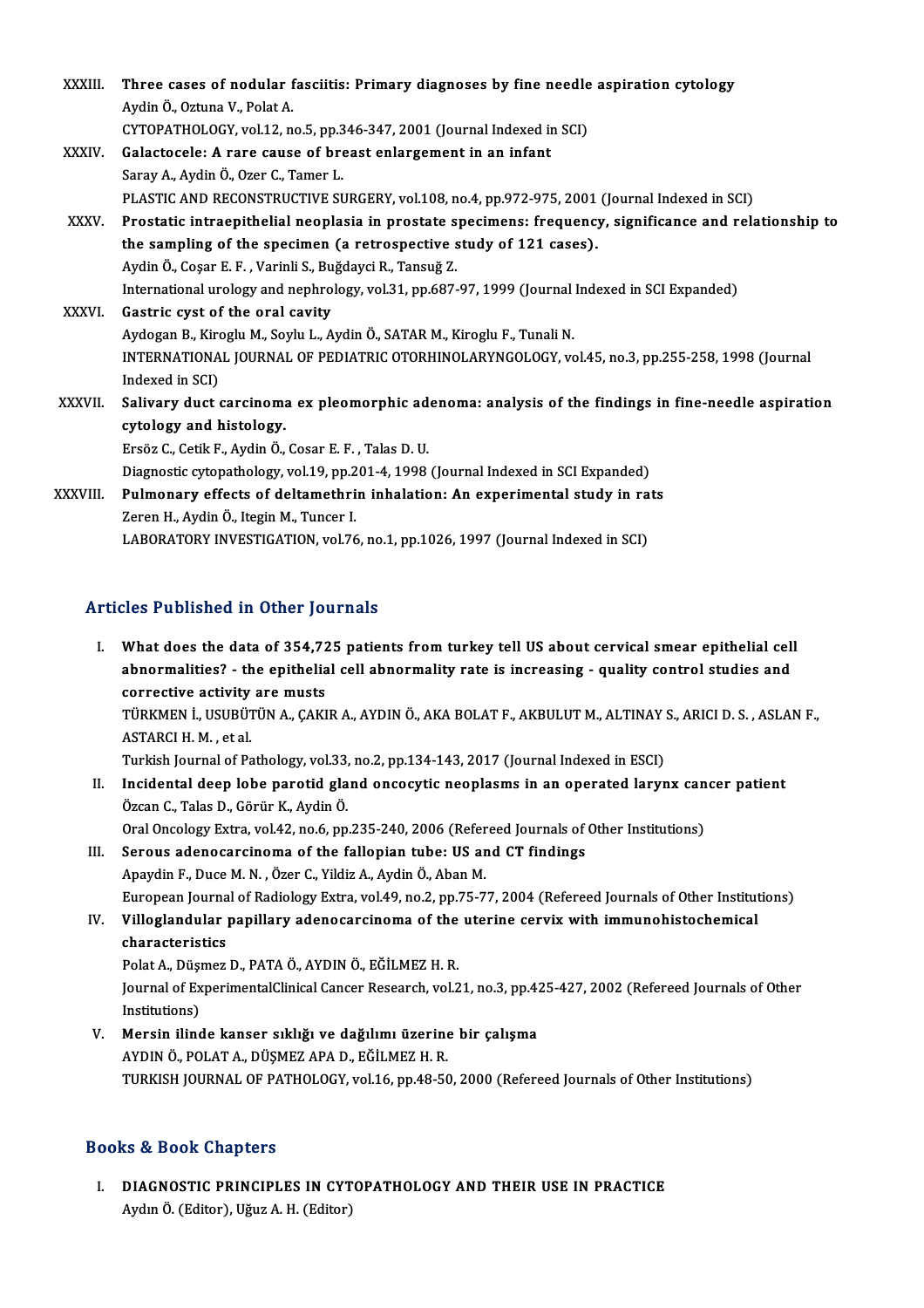XXXIII. **Three cases of nodular fasciitis: Primary diagnoses by fine needle aspiration cytology**
Aydin Ö., Oztuna V., Polat A.
CYTOPATHOLOGY, vol.12, no.5, pp.346-347, 2001 (Journal Indexed in SCI)

XXXIV. **Galactocele: A rare cause of breast enlargement in an infant**
Saray A., Aydin Ö., Ozer C., Tamer L.
PLASTIC AND RECONSTRUCTIVE SURGERY, vol.108, no.4, pp.972-975, 2001 (Journal Indexed in SCI)

XXXV. **Prostatic intraepithelial neoplasia in prostate specimens: frequency, significance and relationship to the sampling of the specimen (a retrospective study of 121 cases).**
Aydin Ö., Coşar E. F. , Varinli S., Buğdayci R., Tansuğ Z.
International urology and nephrology, vol.31, pp.687-97, 1999 (Journal Indexed in SCI Expanded)

XXXVI. **Gastric cyst of the oral cavity**
Aydogan B., Kiroglu M., Soylu L., Aydin Ö., SATAR M., Kiroglu F., Tunali N.
INTERNATIONAL JOURNAL OF PEDIATRIC OTORHINOLARYNGOLOGY, vol.45, no.3, pp.255-258, 1998 (Journal Indexed in SCI)

XXXVII. **Salivary duct carcinoma ex pleomorphic adenoma: analysis of the findings in fine-needle aspiration cytology and histology.**
Ersöz C., Cetik F., Aydin Ö., Cosar E. F. , Talas D. U.
Diagnostic cytopathology, vol.19, pp.201-4, 1998 (Journal Indexed in SCI Expanded)

XXXVIII. **Pulmonary effects of deltamethrin inhalation: An experimental study in rats**
Zeren H., Aydin Ö., Itegin M., Tuncer I.
LABORATORY INVESTIGATION, vol.76, no.1, pp.1026, 1997 (Journal Indexed in SCI)

## Articles Published in Other Journals

I. **What does the data of 354,725 patients from turkey tell US about cervical smear epithelial cell abnormalities? - the epithelial cell abnormality rate is increasing - quality control studies and corrective activity are musts**
TÜRKMEN İ., USUBÜTÜN A., ÇAKIR A., AYDIN Ö., AKA BOLAT F., AKBULUT M., ALTINAY S., ARICI D. S. , ASLAN F., ASTARCI H. M. , et al.
Turkish Journal of Pathology, vol.33, no.2, pp.134-143, 2017 (Journal Indexed in ESCI)

II. **Incidental deep lobe parotid gland oncocytic neoplasms in an operated larynx cancer patient**
Özcan C., Talas D., Görür K., Aydin Ö.
Oral Oncology Extra, vol.42, no.6, pp.235-240, 2006 (Refereed Journals of Other Institutions)

III. **Serous adenocarcinoma of the fallopian tube: US and CT findings**
Apaydin F., Duce M. N. , Özer C., Yildiz A., Aydin Ö., Aban M.
European Journal of Radiology Extra, vol.49, no.2, pp.75-77, 2004 (Refereed Journals of Other Institutions)

IV. **Villoglandular papillary adenocarcinoma of the uterine cervix with immunohistochemical characteristics**
Polat A., Düşmez D., PATA Ö., AYDIN Ö., EĞİLMEZ H. R.
Journal of ExperimentalClinical Cancer Research, vol.21, no.3, pp.425-427, 2002 (Refereed Journals of Other Institutions)

V. **Mersin ilinde kanser sıklığı ve dağılımı üzerine bir çalışma**
AYDIN Ö., POLAT A., DÜŞMEZ APA D., EĞİLMEZ H. R.
TURKISH JOURNAL OF PATHOLOGY, vol.16, pp.48-50, 2000 (Refereed Journals of Other Institutions)

## Books & Book Chapters

I. **DIAGNOSTIC PRINCIPLES IN CYTOPATHOLOGY AND THEIR USE IN PRACTICE**
Aydın Ö. (Editor), Uğuz A. H. (Editor)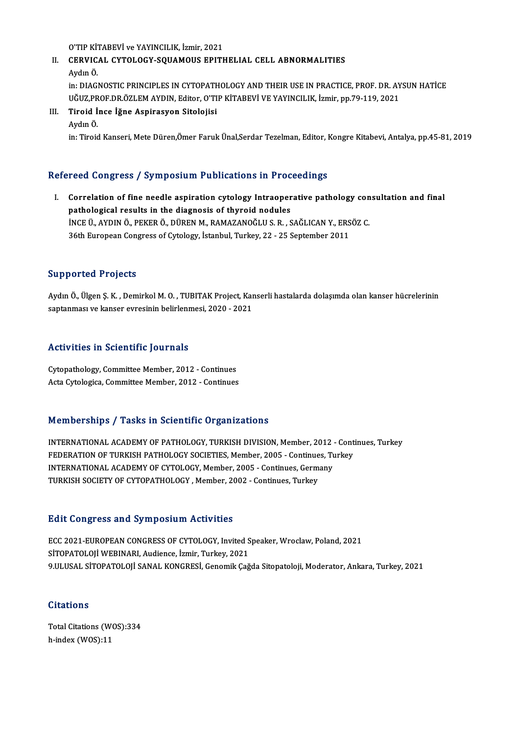O'TIP KİTABEVİ ve YAYINCILIK, İzmir, 2021

II. **CERVICAL CYTOLOGY-SQUAMOUS EPITHELIAL CELL ABNORMALITIES**
    Aydın Ö.
    in: DIAGNOSTIC PRINCIPLES IN CYTOPATHOLOGY AND THEIR USE IN PRACTICE, PROF. DR. AYSUN HATİCE UĞUZ,PROF.DR.ÖZLEM AYDIN, Editor, O'TIP KİTABEVİ VE YAYINCILIK, İzmir, pp.79-119, 2021

III. **Tiroid İnce İğne Aspirasyon Sitolojisi**
    Aydın Ö.
    in: Tiroid Kanseri, Mete Düren,Ömer Faruk Ünal,Serdar Tezelman, Editor, Kongre Kitabevi, Antalya, pp.45-81, 2019

## Refereed Congress / Symposium Publications in Proceedings

I. **Correlation of fine needle aspiration cytology Intraoperative pathology consultation and final pathological results in the diagnosis of thyroid nodules**
   İNCE Ü., AYDIN Ö., PEKER Ö., DÜREN M., RAMAZANOĞLU S. R. , SAĞLICAN Y., ERSÖZ C.
   36th European Congress of Cytology, İstanbul, Turkey, 22 - 25 September 2011

## Supported Projects

Aydın Ö., Ülgen Ş. K. , Demirkol M. O. , TUBITAK Project, Kanserli hastalarda dolaşımda olan kanser hücrelerinin saptanması ve kanser evresinin belirlenmesi, 2020 - 2021

## Activities in Scientific Journals

Cytopathology, Committee Member, 2012 - Continues
Acta Cytologica, Committee Member, 2012 - Continues

## Memberships / Tasks in Scientific Organizations

INTERNATIONAL ACADEMY OF PATHOLOGY, TURKISH DIVISION, Member, 2012 - Continues, Turkey
FEDERATION OF TURKISH PATHOLOGY SOCIETIES, Member, 2005 - Continues, Turkey
INTERNATIONAL ACADEMY OF CYTOLOGY, Member, 2005 - Continues, Germany
TURKISH SOCIETY OF CYTOPATHOLOGY , Member, 2002 - Continues, Turkey

## Edit Congress and Symposium Activities

ECC 2021-EUROPEAN CONGRESS OF CYTOLOGY, Invited Speaker, Wroclaw, Poland, 2021
SİTOPATOLOJİ WEBINARI, Audience, İzmir, Turkey, 2021
9.ULUSAL SİTOPATOLOJİ SANAL KONGRESİ, Genomik Çağda Sitopatoloji, Moderator, Ankara, Turkey, 2021

## Citations

Total Citations (WOS):334
h-index (WOS):11